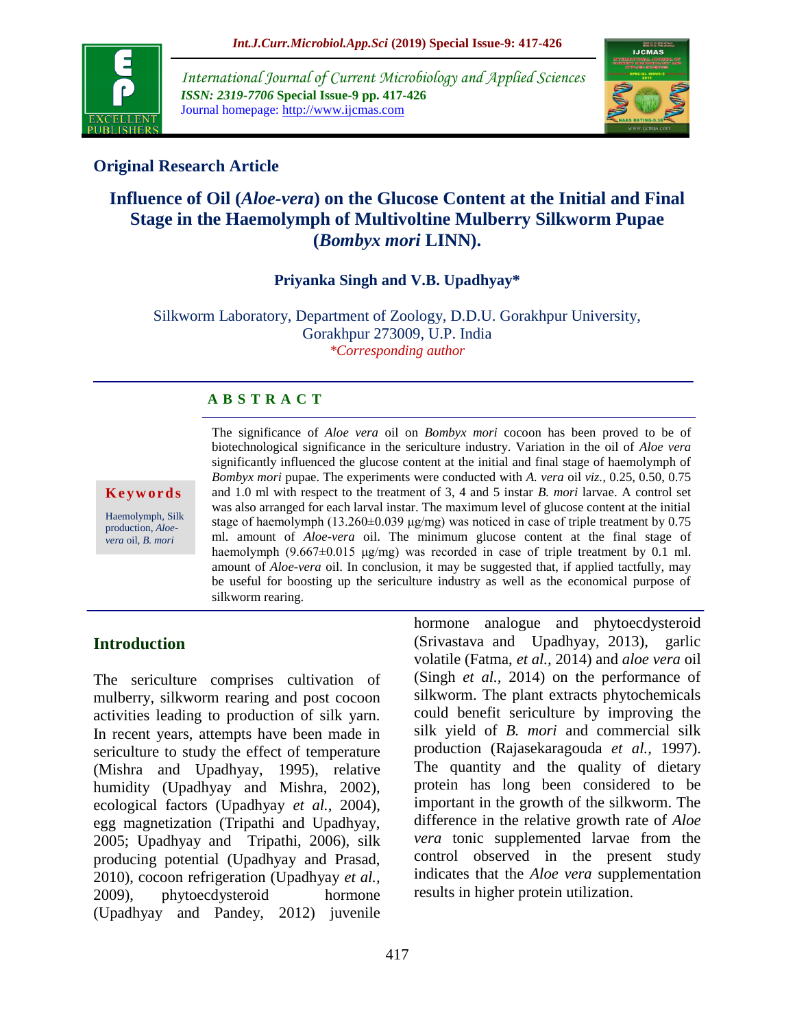## Original Research Article

# Influence of Oil (*Aloe-vera*) on the Glucose Content at the Initial and Final Stage in the Haemolymph of Multivoltine Mulberry Silkworm Pupae (*Bombyx mori* LINN).

**Priyanka Singh and V.B. Upadhyay***

Silkworm Laboratory, Department of Zoology, D.D.U. Gorakhpur University, Gorakhpur 273009, U.P. India

*\*Corresponding author*

### A B S T R A C T

**Keywords**

Haemolymph, Silk production, *Aloe-vera* oil, *B. mori*

The significance of *Aloe vera* oil on *Bombyx mori* cocoon has been proved to be of biotechnological significance in the sericulture industry. Variation in the oil of *Aloe vera* significantly influenced the glucose content at the initial and final stage of haemolymph of *Bombyx mori* pupae. The experiments were conducted with *A. vera* oil *viz.,* 0.25, 0.50, 0.75 and 1.0 ml with respect to the treatment of 3, 4 and 5 instar *B. mori* larvae. A control set was also arranged for each larval instar. The maximum level of glucose content at the initial stage of haemolymph (13.260±0.039 µg/mg) was noticed in case of triple treatment by 0.75 ml. amount of *Aloe-vera* oil. The minimum glucose content at the final stage of haemolymph (9.667±0.015 µg/mg) was recorded in case of triple treatment by 0.1 ml. amount of *Aloe-vera* oil. In conclusion, it may be suggested that, if applied tactfully, may be useful for boosting up the sericulture industry as well as the economical purpose of silkworm rearing.

## Introduction

The sericulture comprises cultivation of mulberry, silkworm rearing and post cocoon activities leading to production of silk yarn. In recent years, attempts have been made in sericulture to study the effect of temperature (Mishra and Upadhyay, 1995), relative humidity (Upadhyay and Mishra, 2002), ecological factors (Upadhyay *et al.,* 2004), egg magnetization (Tripathi and Upadhyay, 2005; Upadhyay and Tripathi, 2006), silk producing potential (Upadhyay and Prasad, 2010), cocoon refrigeration (Upadhyay *et al.,* 2009), phytoecdysteroid hormone (Upadhyay and Pandey, 2012) juvenile hormone analogue and phytoecdysteroid (Srivastava and Upadhyay, 2013), garlic volatile (Fatma, *et al.,* 2014) and *aloe vera* oil (Singh *et al.,* 2014) on the performance of silkworm. The plant extracts phytochemicals could benefit sericulture by improving the silk yield of *B. mori* and commercial silk production (Rajasekaragouda *et al.,* 1997). The quantity and the quality of dietary protein has long been considered to be important in the growth of the silkworm. The difference in the relative growth rate of *Aloe vera* tonic supplemented larvae from the control observed in the present study indicates that the *Aloe vera* supplementation results in higher protein utilization.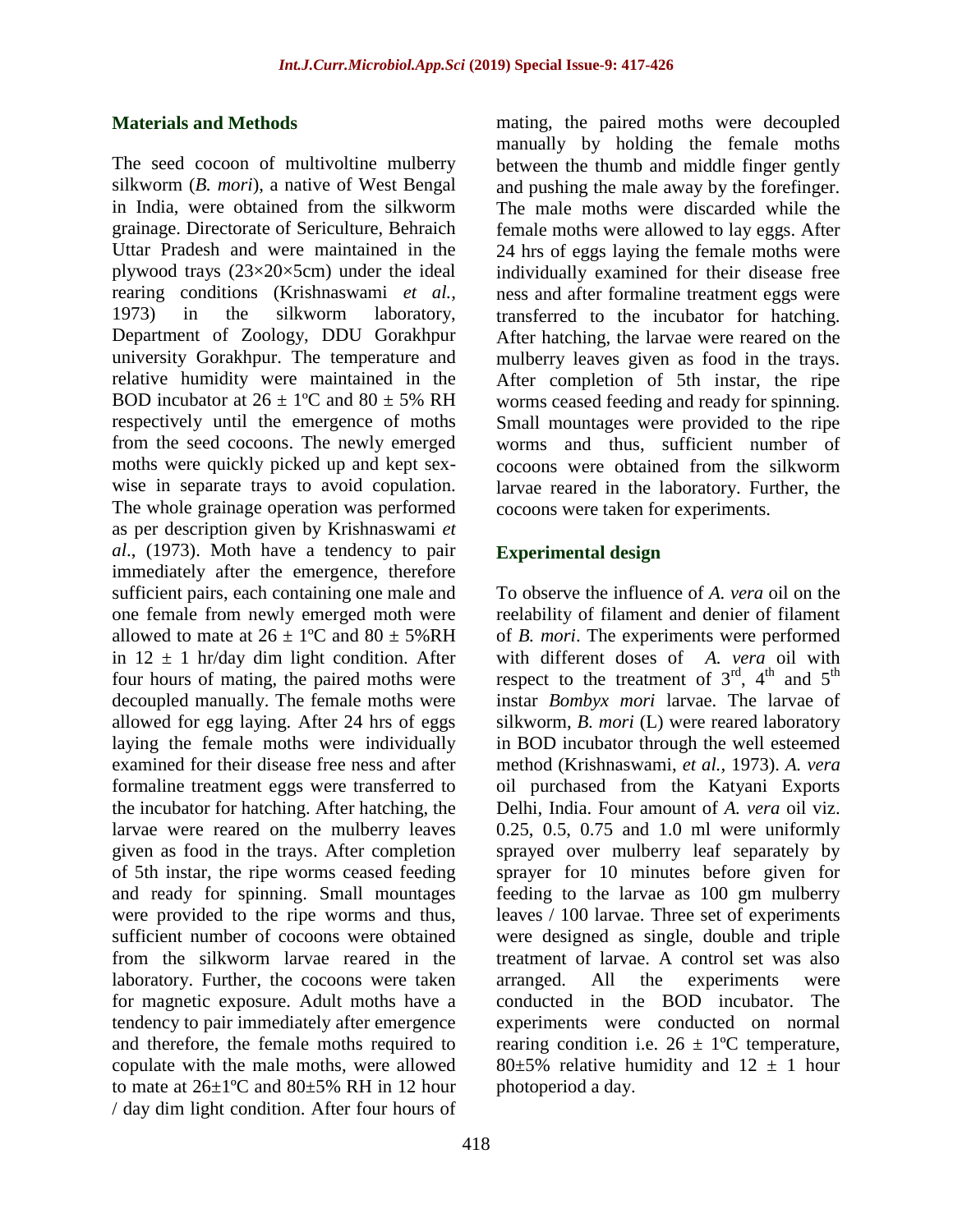## Materials and Methods

The seed cocoon of multivoltine mulberry silkworm (*B. mori*), a native of West Bengal in India, were obtained from the silkworm grainage. Directorate of Sericulture, Behraich Uttar Pradesh and were maintained in the plywood trays (23×20×5cm) under the ideal rearing conditions (Krishnaswami *et al.,* 1973) in the silkworm laboratory, Department of Zoology, DDU Gorakhpur university Gorakhpur. The temperature and relative humidity were maintained in the BOD incubator at 26 ± 1ºC and 80 ± 5% RH respectively until the emergence of moths from the seed cocoons. The newly emerged moths were quickly picked up and kept sex-wise in separate trays to avoid copulation. The whole grainage operation was performed as per description given by Krishnaswami *et al*., (1973). Moth have a tendency to pair immediately after the emergence, therefore sufficient pairs, each containing one male and one female from newly emerged moth were allowed to mate at 26 ± 1ºC and 80 ± 5%RH in 12 ± 1 hr/day dim light condition. After four hours of mating, the paired moths were decoupled manually. The female moths were allowed for egg laying. After 24 hrs of eggs laying the female moths were individually examined for their disease free ness and after formaline treatment eggs were transferred to the incubator for hatching. After hatching, the larvae were reared on the mulberry leaves given as food in the trays. After completion of 5th instar, the ripe worms ceased feeding and ready for spinning. Small mountages were provided to the ripe worms and thus, sufficient number of cocoons were obtained from the silkworm larvae reared in the laboratory. Further, the cocoons were taken for magnetic exposure. Adult moths have a tendency to pair immediately after emergence and therefore, the female moths required to copulate with the male moths, were allowed to mate at 26±1ºC and 80±5% RH in 12 hour / day dim light condition. After four hours of mating, the paired moths were decoupled manually by holding the female moths between the thumb and middle finger gently and pushing the male away by the forefinger. The male moths were discarded while the female moths were allowed to lay eggs. After 24 hrs of eggs laying the female moths were individually examined for their disease free ness and after formaline treatment eggs were transferred to the incubator for hatching. After hatching, the larvae were reared on the mulberry leaves given as food in the trays. After completion of 5th instar, the ripe worms ceased feeding and ready for spinning. Small mountages were provided to the ripe worms and thus, sufficient number of cocoons were obtained from the silkworm larvae reared in the laboratory. Further, the cocoons were taken for experiments.

## Experimental design

To observe the influence of *A. vera* oil on the reelability of filament and denier of filament of *B. mori*. The experiments were performed with different doses of *A. vera* oil with respect to the treatment of $3^{rd}$, $4^{th}$ and $5^{th}$ instar *Bombyx mori* larvae. The larvae of silkworm, *B. mori* (L) were reared laboratory in BOD incubator through the well esteemed method (Krishnaswami, *et al.,* 1973). *A. vera* oil purchased from the Katyani Exports Delhi, India. Four amount of *A. vera* oil viz. 0.25, 0.5, 0.75 and 1.0 ml were uniformly sprayed over mulberry leaf separately by sprayer for 10 minutes before given for feeding to the larvae as 100 gm mulberry leaves / 100 larvae. Three set of experiments were designed as single, double and triple treatment of larvae. A control set was also arranged. All the experiments were conducted in the BOD incubator. The experiments were conducted on normal rearing condition i.e. 26 ± 1ºC temperature, 80±5% relative humidity and 12 ± 1 hour photoperiod a day.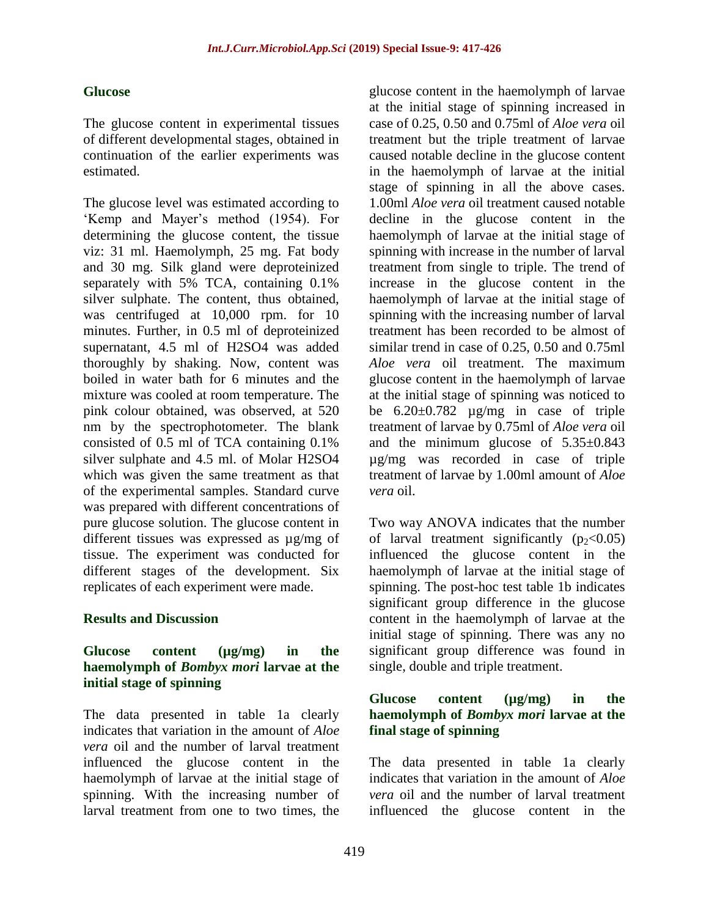### Glucose

The glucose content in experimental tissues of different developmental stages, obtained in continuation of the earlier experiments was estimated.

The glucose level was estimated according to 'Kemp and Mayer's method (1954). For determining the glucose content, the tissue viz: 31 ml. Haemolymph, 25 mg. Fat body and 30 mg. Silk gland were deproteinized separately with 5% TCA, containing 0.1% silver sulphate. The content, thus obtained, was centrifuged at 10,000 rpm. for 10 minutes. Further, in 0.5 ml of deproteinized supernatant, 4.5 ml of $H_2SO_4$ was added thoroughly by shaking. Now, content was boiled in water bath for 6 minutes and the mixture was cooled at room temperature. The pink colour obtained, was observed, at 520 nm by the spectrophotometer. The blank consisted of 0.5 ml of TCA containing 0.1% silver sulphate and 4.5 ml. of Molar $H_2SO_4$ which was given the same treatment as that of the experimental samples. Standard curve was prepared with different concentrations of pure glucose solution. The glucose content in different tissues was expressed as µg/mg of tissue. The experiment was conducted for different stages of the development. Six replicates of each experiment were made.

## Results and Discussion

### Glucose content (µg/mg) in the haemolymph of *Bombyx mori* larvae at the initial stage of spinning

The data presented in table 1a clearly indicates that variation in the amount of *Aloe vera* oil and the number of larval treatment influenced the glucose content in the haemolymph of larvae at the initial stage of spinning. With the increasing number of larval treatment from one to two times, the glucose content in the haemolymph of larvae at the initial stage of spinning increased in case of 0.25, 0.50 and 0.75ml of *Aloe vera* oil treatment but the triple treatment of larvae caused notable decline in the glucose content in the haemolymph of larvae at the initial stage of spinning in all the above cases. 1.00ml *Aloe vera* oil treatment caused notable decline in the glucose content in the haemolymph of larvae at the initial stage of spinning with increase in the number of larval treatment from single to triple. The trend of increase in the glucose content in the haemolymph of larvae at the initial stage of spinning with the increasing number of larval treatment has been recorded to be almost of similar trend in case of 0.25, 0.50 and 0.75ml *Aloe vera* oil treatment. The maximum glucose content in the haemolymph of larvae at the initial stage of spinning was noticed to be $6.20 \pm 0.782$ µg/mg in case of triple treatment of larvae by 0.75ml of *Aloe vera* oil and the minimum glucose of $5.35 \pm 0.843$ µg/mg was recorded in case of triple treatment of larvae by 1.00ml amount of *Aloe vera* oil.

Two way ANOVA indicates that the number of larval treatment significantly ($p_2 < 0.05$) influenced the glucose content in the haemolymph of larvae at the initial stage of spinning. The post-hoc test table 1b indicates significant group difference in the glucose content in the haemolymph of larvae at the initial stage of spinning. There was any no significant group difference was found in single, double and triple treatment.

### Glucose content (µg/mg) in the haemolymph of *Bombyx mori* larvae at the final stage of spinning

The data presented in table 1a clearly indicates that variation in the amount of *Aloe vera* oil and the number of larval treatment influenced the glucose content in the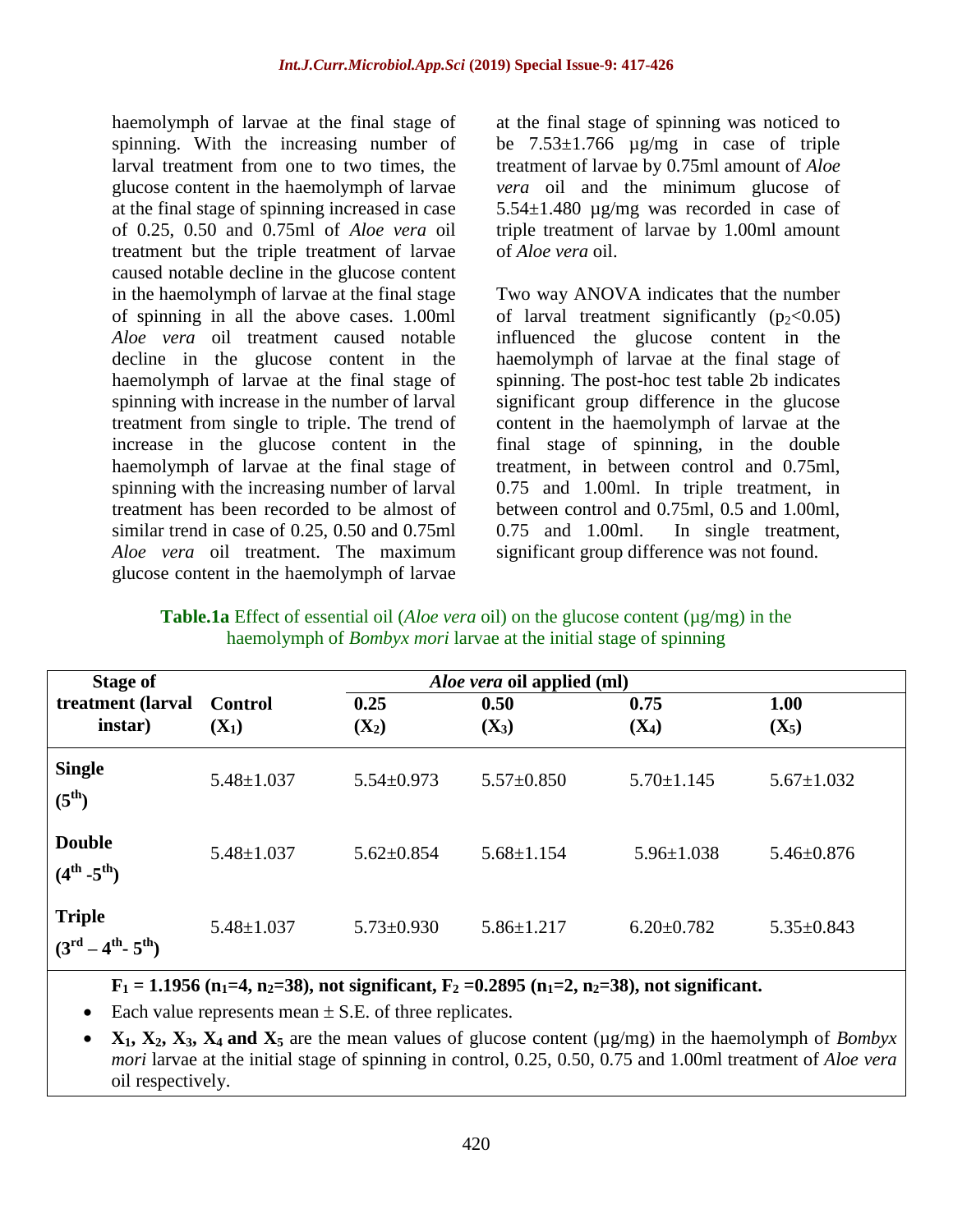haemolymph of larvae at the final stage of spinning. With the increasing number of larval treatment from one to two times, the glucose content in the haemolymph of larvae at the final stage of spinning increased in case of 0.25, 0.50 and 0.75ml of *Aloe vera* oil treatment but the triple treatment of larvae caused notable decline in the glucose content in the haemolymph of larvae at the final stage of spinning in all the above cases. 1.00ml *Aloe vera* oil treatment caused notable decline in the glucose content in the haemolymph of larvae at the final stage of spinning with increase in the number of larval treatment from single to triple. The trend of increase in the glucose content in the haemolymph of larvae at the final stage of spinning with the increasing number of larval treatment has been recorded to be almost of similar trend in case of 0.25, 0.50 and 0.75ml *Aloe vera* oil treatment. The maximum glucose content in the haemolymph of larvae at the final stage of spinning was noticed to be 7.53±1.766 µg/mg in case of triple treatment of larvae by 0.75ml amount of *Aloe vera* oil and the minimum glucose of 5.54±1.480 µg/mg was recorded in case of triple treatment of larvae by 1.00ml amount of *Aloe vera* oil.

Two way ANOVA indicates that the number of larval treatment significantly ($p_2<0.05$) influenced the glucose content in the haemolymph of larvae at the final stage of spinning. The post-hoc test table 2b indicates significant group difference in the glucose content in the haemolymph of larvae at the final stage of spinning, in the double treatment, in between control and 0.75ml, 0.75 and 1.00ml. In triple treatment, in between control and 0.75ml, 0.5 and 1.00ml, 0.75 and 1.00ml. In single treatment, significant group difference was not found.

**Table.1a** Effect of essential oil (*Aloe vera* oil) on the glucose content (µg/mg) in the haemolymph of *Bombyx mori* larvae at the initial stage of spinning

| Stage of treatment (larval instar) | Control ($X_1$) | *Aloe vera* oil applied (ml) 0.25 ($X_2$) | 0.50 ($X_3$) | 0.75 ($X_4$) | 1.00 ($X_5$) |
|---|---|---|---|---|---|
| **Single** ($5^{th}$) | 5.48±1.037 | 5.54±0.973 | 5.57±0.850 | 5.70±1.145 | 5.67±1.032 |
| **Double** ($4^{th}$ -$5^{th}$) | 5.48±1.037 | 5.62±0.854 | 5.68±1.154 | 5.96±1.038 | 5.46±0.876 |
| **Triple** ($3^{rd}$ – $4^{th}$- $5^{th}$) | 5.48±1.037 | 5.73±0.930 | 5.86±1.217 | 6.20±0.782 | 5.35±0.843 |

**$F_1$ = 1.1956 ($n_1$=4, $n_2$=38), not significant, $F_2$ =0.2895 ($n_1$=2, $n_2$=38), not significant.**

- Each value represents mean ± S.E. of three replicates.
- **$X_1$, $X_2$, $X_3$, $X_4$ and $X_5$** are the mean values of glucose content (µg/mg) in the haemolymph of *Bombyx mori* larvae at the initial stage of spinning in control, 0.25, 0.50, 0.75 and 1.00ml treatment of *Aloe vera* oil respectively.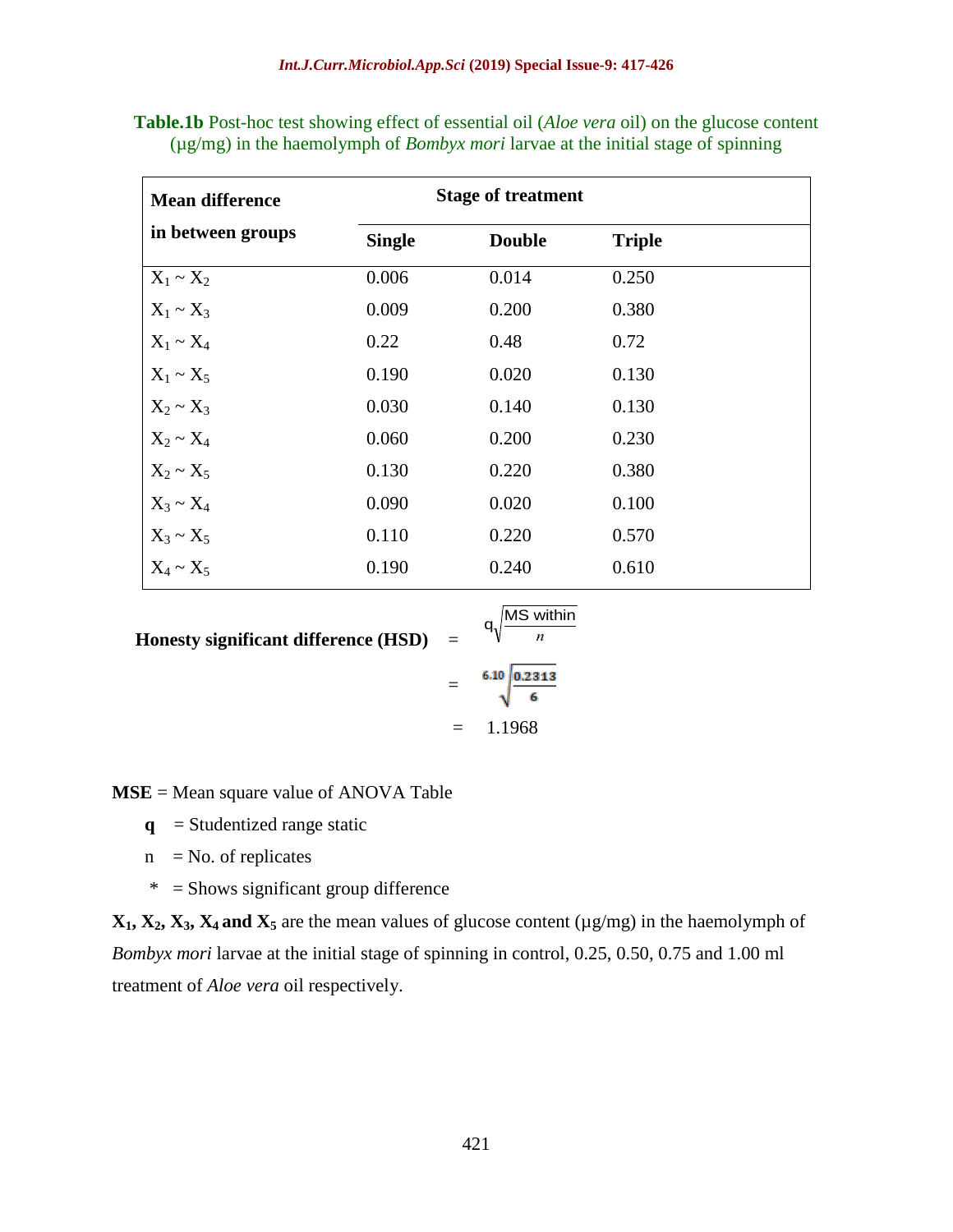**Table.1b** Post-hoc test showing effect of essential oil (*Aloe vera* oil) on the glucose content (µg/mg) in the haemolymph of *Bombyx mori* larvae at the initial stage of spinning

| Mean difference in between groups | Stage of treatment | | |
|---|---|---|---|
| | Single | Double | Triple |
| $X_1 \sim X_2$ | 0.006 | 0.014 | 0.250 |
| $X_1 \sim X_3$ | 0.009 | 0.200 | 0.380 |
| $X_1 \sim X_4$ | 0.22 | 0.48 | 0.72 |
| $X_1 \sim X_5$ | 0.190 | 0.020 | 0.130 |
| $X_2 \sim X_3$ | 0.030 | 0.140 | 0.130 |
| $X_2 \sim X_4$ | 0.060 | 0.200 | 0.230 |
| $X_2 \sim X_5$ | 0.130 | 0.220 | 0.380 |
| $X_3 \sim X_4$ | 0.090 | 0.020 | 0.100 |
| $X_3 \sim X_5$ | 0.110 | 0.220 | 0.570 |
| $X_4 \sim X_5$ | 0.190 | 0.240 | 0.610 |

**Honesty significant difference (HSD)**

$$= q\sqrt{\frac{\text{MS within}}{n}}$$

$$= 6.10\sqrt{\frac{0.2313}{6}}$$

$$= 1.1968$$

**MSE** = Mean square value of ANOVA Table

**q** = Studentized range static

n = No. of replicates

\* = Shows significant group difference

**$X_1$, $X_2$, $X_3$, $X_4$ and $X_5$** are the mean values of glucose content (µg/mg) in the haemolymph of *Bombyx mori* larvae at the initial stage of spinning in control, 0.25, 0.50, 0.75 and 1.00 ml treatment of *Aloe vera* oil respectively.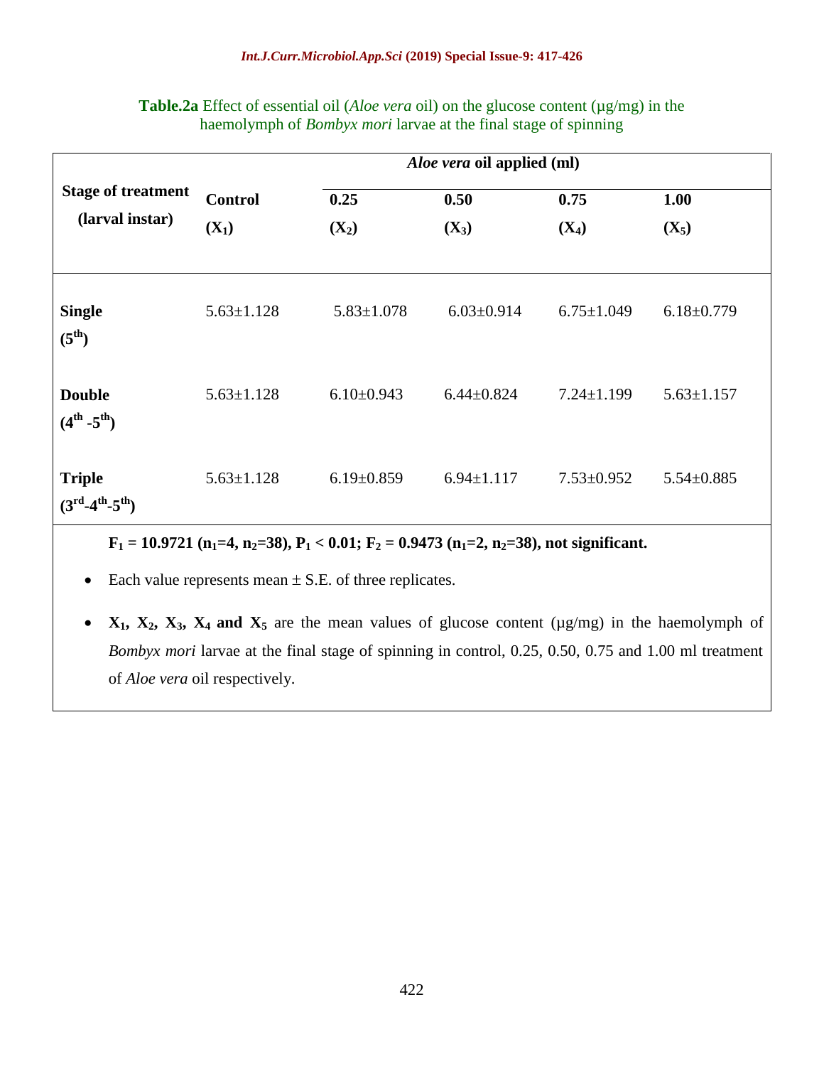**Table.2a** Effect of essential oil (*Aloe vera* oil) on the glucose content (µg/mg) in the haemolymph of *Bombyx mori* larvae at the final stage of spinning

| Stage of treatment (larval instar) | Control ($X_1$) | *Aloe vera* oil applied (ml) | | | |
|---|---|---|---|---|---|
| | | 0.25 ($X_2$) | 0.50 ($X_3$) | 0.75 ($X_4$) | 1.00 ($X_5$) |
| **Single** ($5^{th}$) | 5.63±1.128 | 5.83±1.078 | 6.03±0.914 | 6.75±1.049 | 6.18±0.779 |
| **Double** ($4^{th}$ -$5^{th}$) | 5.63±1.128 | 6.10±0.943 | 6.44±0.824 | 7.24±1.199 | 5.63±1.157 |
| **Triple** ($3^{rd}$-$4^{th}$-$5^{th}$) | 5.63±1.128 | 6.19±0.859 | 6.94±1.117 | 7.53±0.952 | 5.54±0.885 |

**$F_1$ = 10.9721 ($n_1$=4, $n_2$=38), $P_1 < 0.01$; $F_2$ = 0.9473 ($n_1$=2, $n_2$=38), not significant.**

- Each value represents mean ± S.E. of three replicates.
- **$X_1$, $X_2$, $X_3$, $X_4$ and $X_5$** are the mean values of glucose content (µg/mg) in the haemolymph of *Bombyx mori* larvae at the final stage of spinning in control, 0.25, 0.50, 0.75 and 1.00 ml treatment of *Aloe vera* oil respectively.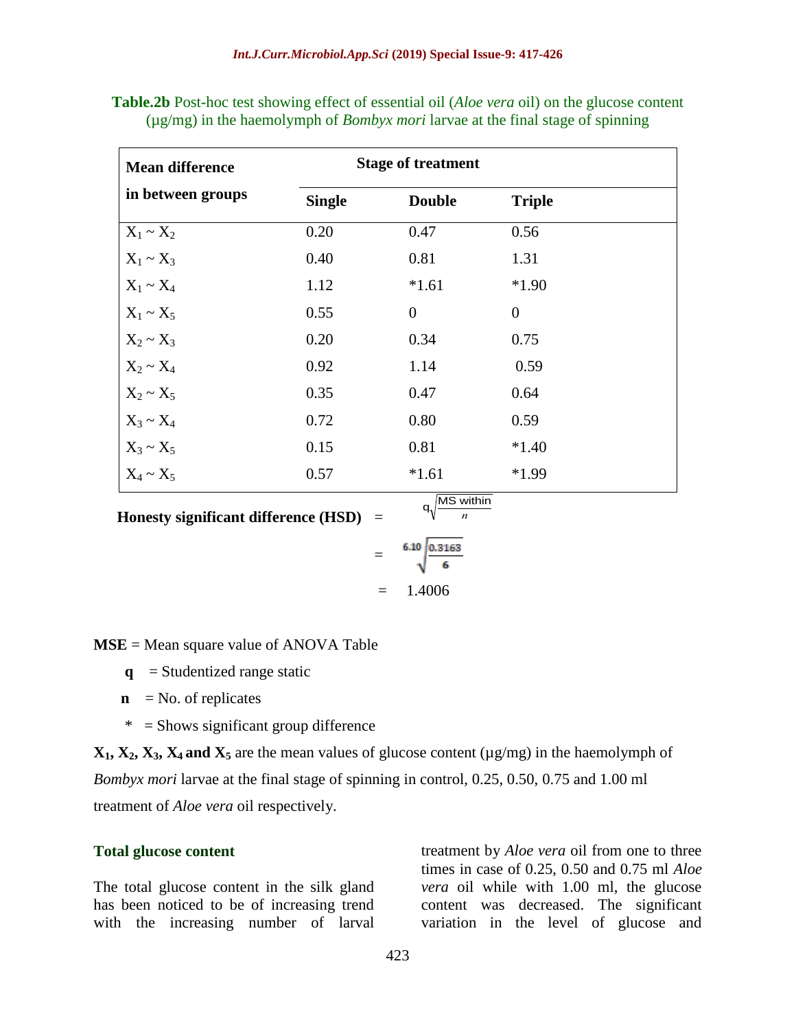**Table.2b** Post-hoc test showing effect of essential oil (*Aloe vera* oil) on the glucose content (µg/mg) in the haemolymph of *Bombyx mori* larvae at the final stage of spinning

| Mean difference in between groups | Stage of treatment | | |
|---|---|---|---|
| | Single | Double | Triple |
| $X_1 \sim X_2$ | 0.20 | 0.47 | 0.56 |
| $X_1 \sim X_3$ | 0.40 | 0.81 | 1.31 |
| $X_1 \sim X_4$ | 1.12 | *1.61 | *1.90 |
| $X_1 \sim X_5$ | 0.55 | 0 | 0 |
| $X_2 \sim X_3$ | 0.20 | 0.34 | 0.75 |
| $X_2 \sim X_4$ | 0.92 | 1.14 | 0.59 |
| $X_2 \sim X_5$ | 0.35 | 0.47 | 0.64 |
| $X_3 \sim X_4$ | 0.72 | 0.80 | 0.59 |
| $X_3 \sim X_5$ | 0.15 | 0.81 | *1.40 |
| $X_4 \sim X_5$ | 0.57 | *1.61 | *1.99 |

**Honesty significant difference (HSD)** $= q\sqrt{\frac{\text{MS within}}{n}}$

$$= 6.10\sqrt{\frac{0.3163}{6}}$$

$$= 1.4006$$

**MSE** = Mean square value of ANOVA Table

**q** = Studentized range static

**n** = No. of replicates

\* = Shows significant group difference

**$X_1$, $X_2$, $X_3$, $X_4$ and $X_5$** are the mean values of glucose content (µg/mg) in the haemolymph of *Bombyx mori* larvae at the final stage of spinning in control, 0.25, 0.50, 0.75 and 1.00 ml treatment of *Aloe vera* oil respectively.

### Total glucose content

The total glucose content in the silk gland has been noticed to be of increasing trend with the increasing number of larval treatment by *Aloe vera* oil from one to three times in case of 0.25, 0.50 and 0.75 ml *Aloe vera* oil while with 1.00 ml, the glucose content was decreased. The significant variation in the level of glucose and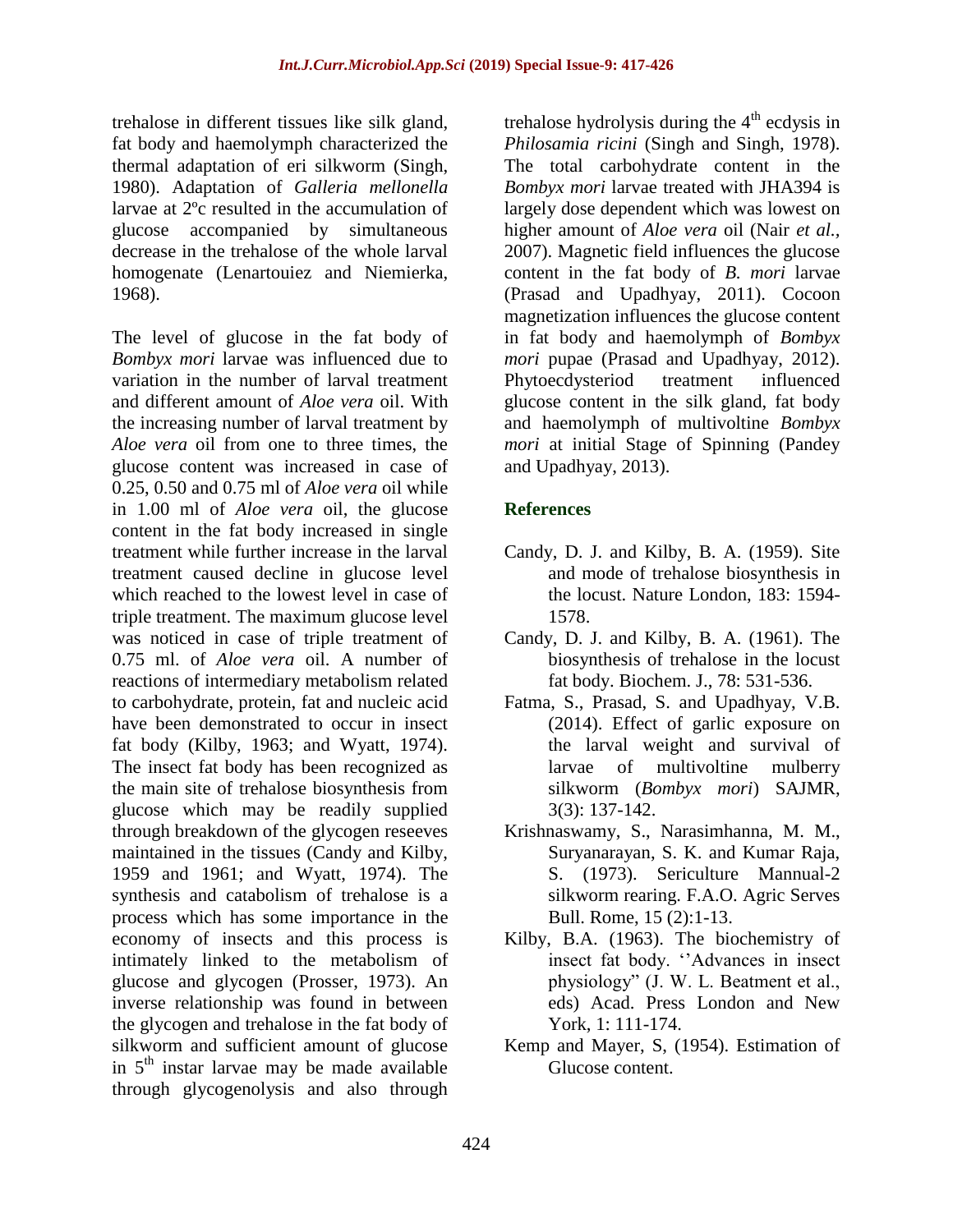trehalose in different tissues like silk gland, fat body and haemolymph characterized the thermal adaptation of eri silkworm (Singh, 1980). Adaptation of *Galleria mellonella* larvae at 2ºc resulted in the accumulation of glucose accompanied by simultaneous decrease in the trehalose of the whole larval homogenate (Lenartouiez and Niemierka, 1968).

The level of glucose in the fat body of *Bombyx mori* larvae was influenced due to variation in the number of larval treatment and different amount of *Aloe vera* oil. With the increasing number of larval treatment by *Aloe vera* oil from one to three times, the glucose content was increased in case of 0.25, 0.50 and 0.75 ml of *Aloe vera* oil while in 1.00 ml of *Aloe vera* oil, the glucose content in the fat body increased in single treatment while further increase in the larval treatment caused decline in glucose level which reached to the lowest level in case of triple treatment. The maximum glucose level was noticed in case of triple treatment of 0.75 ml. of *Aloe vera* oil. A number of reactions of intermediary metabolism related to carbohydrate, protein, fat and nucleic acid have been demonstrated to occur in insect fat body (Kilby, 1963; and Wyatt, 1974). The insect fat body has been recognized as the main site of trehalose biosynthesis from glucose which may be readily supplied through breakdown of the glycogen reseeves maintained in the tissues (Candy and Kilby, 1959 and 1961; and Wyatt, 1974). The synthesis and catabolism of trehalose is a process which has some importance in the economy of insects and this process is intimately linked to the metabolism of glucose and glycogen (Prosser, 1973). An inverse relationship was found in between the glycogen and trehalose in the fat body of silkworm and sufficient amount of glucose in 5$^{th}$ instar larvae may be made available through glycogenolysis and also through trehalose hydrolysis during the 4$^{th}$ ecdysis in *Philosamia ricini* (Singh and Singh, 1978). The total carbohydrate content in the *Bombyx mori* larvae treated with JHA394 is largely dose dependent which was lowest on higher amount of *Aloe vera* oil (Nair *et al.*, 2007). Magnetic field influences the glucose content in the fat body of *B. mori* larvae (Prasad and Upadhyay, 2011). Cocoon magnetization influences the glucose content in fat body and haemolymph of *Bombyx mori* pupae (Prasad and Upadhyay, 2012). Phytoecdysteriod treatment influenced glucose content in the silk gland, fat body and haemolymph of multivoltine *Bombyx mori* at initial Stage of Spinning (Pandey and Upadhyay, 2013).

## References

- Candy, D. J. and Kilby, B. A. (1959). Site and mode of trehalose biosynthesis in the locust. Nature London, 183: 1594-1578.
- Candy, D. J. and Kilby, B. A. (1961). The biosynthesis of trehalose in the locust fat body. Biochem. J., 78: 531-536.
- Fatma, S., Prasad, S. and Upadhyay, V.B. (2014). Effect of garlic exposure on the larval weight and survival of larvae of multivoltine mulberry silkworm (*Bombyx mori*) SAJMR, 3(3): 137-142.
- Krishnaswamy, S., Narasimhanna, M. M., Suryanarayan, S. K. and Kumar Raja, S. (1973). Sericulture Mannual-2 silkworm rearing. F.A.O. Agric Serves Bull. Rome, 15 (2):1-13.
- Kilby, B.A. (1963). The biochemistry of insect fat body. ''Advances in insect physiology" (J. W. L. Beatment et al., eds) Acad. Press London and New York, 1: 111-174.
- Kemp and Mayer, S, (1954). Estimation of Glucose content.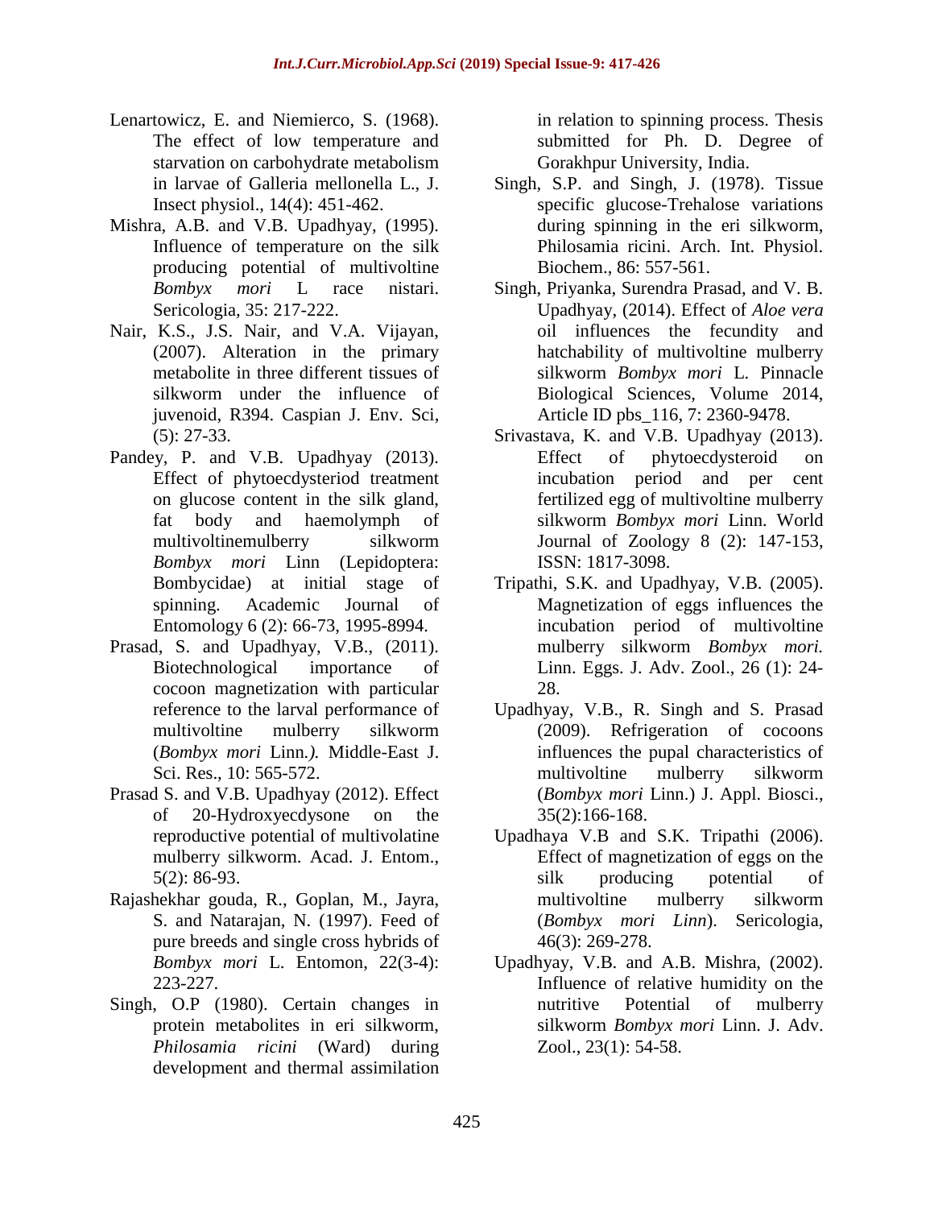Lenartowicz, E. and Niemierco, S. (1968). The effect of low temperature and starvation on carbohydrate metabolism in larvae of Galleria mellonella L., J. Insect physiol., 14(4): 451-462.

Mishra, A.B. and V.B. Upadhyay, (1995). Influence of temperature on the silk producing potential of multivoltine *Bombyx mori* L race nistari. Sericologia, 35: 217-222.

Nair, K.S., J.S. Nair, and V.A. Vijayan, (2007). Alteration in the primary metabolite in three different tissues of silkworm under the influence of juvenoid, R394. Caspian J. Env. Sci, (5): 27-33.

Pandey, P. and V.B. Upadhyay (2013). Effect of phytoecdysteriod treatment on glucose content in the silk gland, fat body and haemolymph of multivoltinemulberry silkworm *Bombyx mori* Linn (Lepidoptera: Bombycidae) at initial stage of spinning. Academic Journal of Entomology 6 (2): 66-73, 1995-8994.

Prasad, S. and Upadhyay, V.B., (2011). Biotechnological importance of cocoon magnetization with particular reference to the larval performance of multivoltine mulberry silkworm (*Bombyx mori* Linn.*).* Middle-East J. Sci. Res., 10: 565-572.

Prasad S. and V.B. Upadhyay (2012). Effect of 20-Hydroxyecdysone on the reproductive potential of multivolatine mulberry silkworm. Acad. J. Entom., 5(2): 86-93.

Rajashekhar gouda, R., Goplan, M., Jayra, S. and Natarajan, N. (1997). Feed of pure breeds and single cross hybrids of *Bombyx mori* L. Entomon, 22(3-4): 223-227.

Singh, O.P (1980). Certain changes in protein metabolites in eri silkworm, *Philosamia ricini* (Ward) during development and thermal assimilation in relation to spinning process. Thesis submitted for Ph. D. Degree of Gorakhpur University, India.

Singh, S.P. and Singh, J. (1978). Tissue specific glucose-Trehalose variations during spinning in the eri silkworm, Philosamia ricini. Arch. Int. Physiol. Biochem., 86: 557-561.

Singh, Priyanka, Surendra Prasad, and V. B. Upadhyay, (2014). Effect of *Aloe vera* oil influences the fecundity and hatchability of multivoltine mulberry silkworm *Bombyx mori* L. Pinnacle Biological Sciences, Volume 2014, Article ID pbs_116, 7: 2360-9478.

Srivastava, K. and V.B. Upadhyay (2013). Effect of phytoecdysteroid on incubation period and per cent fertilized egg of multivoltine mulberry silkworm *Bombyx mori* Linn. World Journal of Zoology 8 (2): 147-153, ISSN: 1817-3098.

Tripathi, S.K. and Upadhyay, V.B. (2005). Magnetization of eggs influences the incubation period of multivoltine mulberry silkworm *Bombyx mori.* Linn. Eggs. J. Adv. Zool., 26 (1): 24-28.

Upadhyay, V.B., R. Singh and S. Prasad (2009). Refrigeration of cocoons influences the pupal characteristics of multivoltine mulberry silkworm (*Bombyx mori* Linn.) J. Appl. Biosci., 35(2):166-168.

Upadhaya V.B and S.K. Tripathi (2006). Effect of magnetization of eggs on the silk producing potential of multivoltine mulberry silkworm (*Bombyx mori Linn*). Sericologia, 46(3): 269-278.

Upadhyay, V.B. and A.B. Mishra, (2002). Influence of relative humidity on the nutritive Potential of mulberry silkworm *Bombyx mori* Linn. J. Adv. Zool., 23(1): 54-58.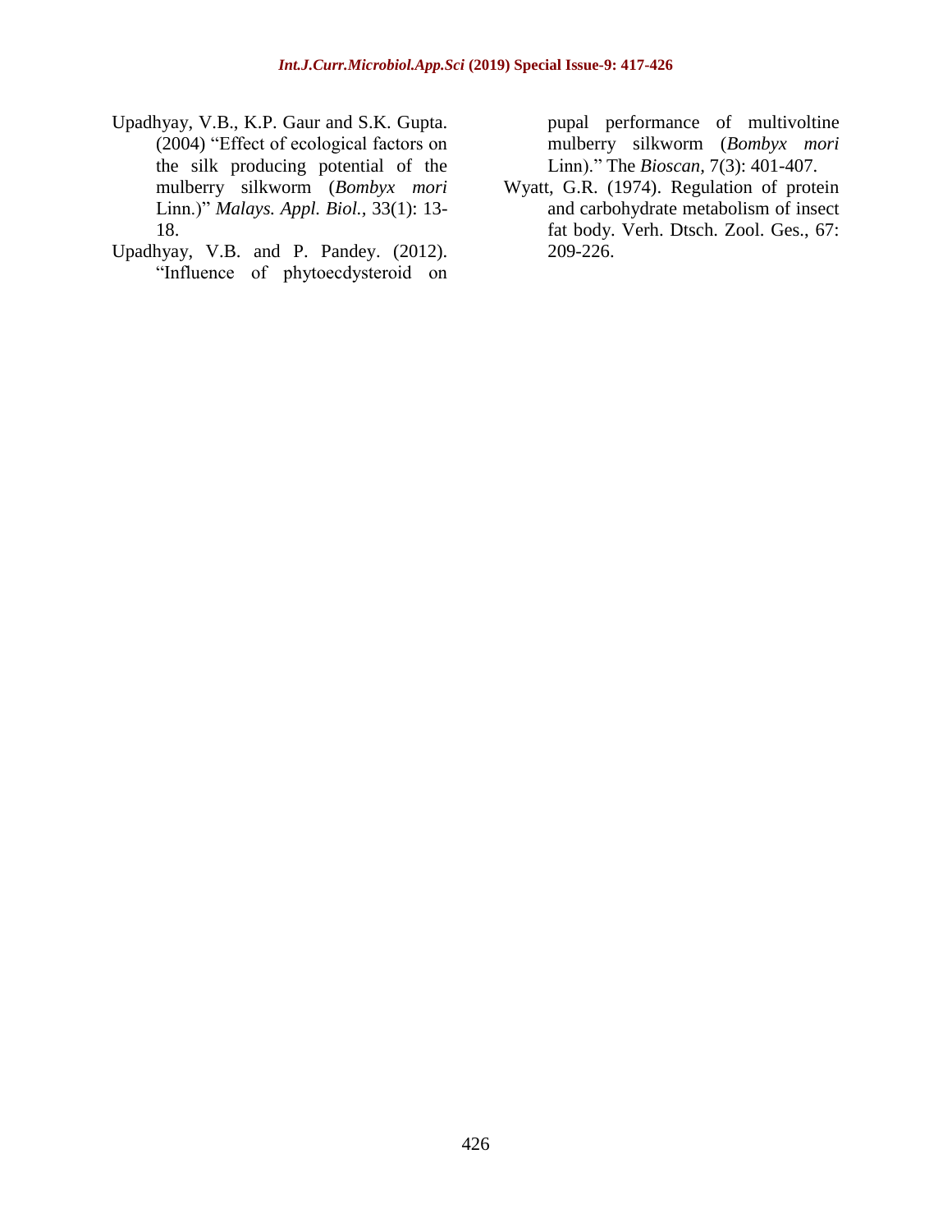Upadhyay, V.B., K.P. Gaur and S.K. Gupta. (2004) "Effect of ecological factors on the silk producing potential of the mulberry silkworm (*Bombyx mori* Linn.)" *Malays. Appl. Biol.*, 33(1): 13-18.

Upadhyay, V.B. and P. Pandey. (2012). "Influence of phytoecdysteroid on pupal performance of multivoltine mulberry silkworm (*Bombyx mori* Linn)." The *Bioscan*, 7(3): 401-407.

Wyatt, G.R. (1974). Regulation of protein and carbohydrate metabolism of insect fat body. Verh. Dtsch. Zool. Ges., 67: 209-226.